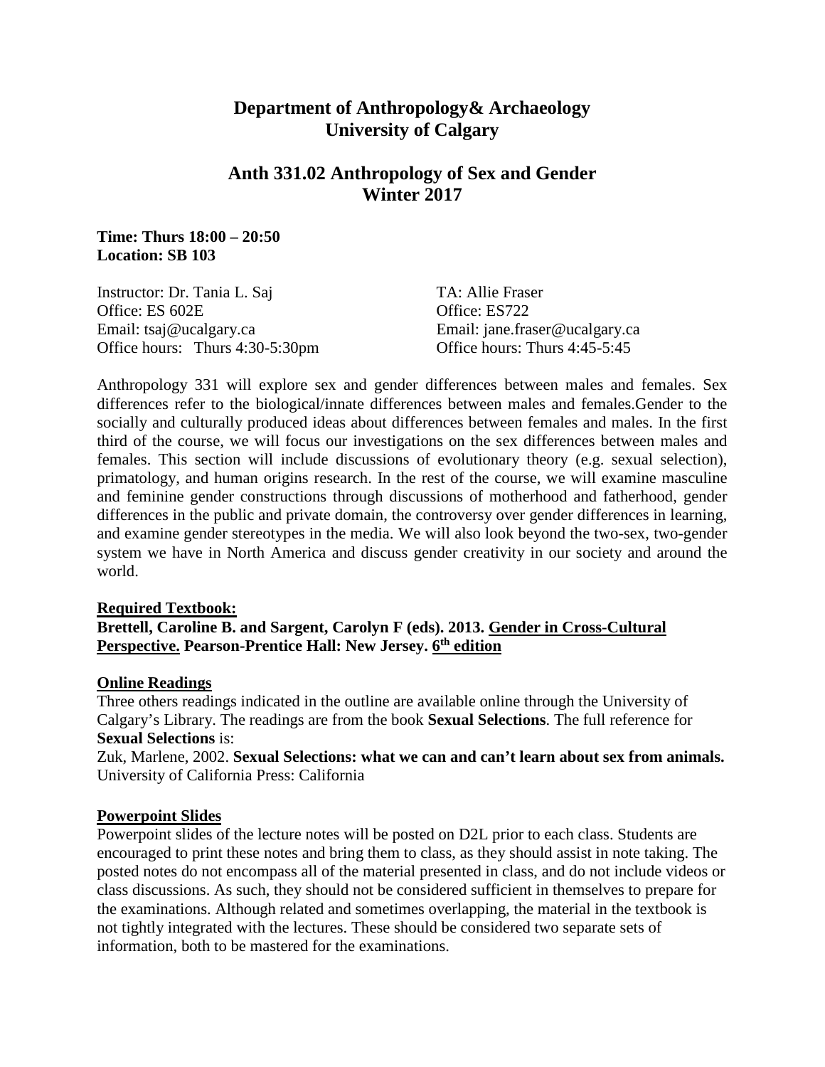# Department of Anthropology& Archaeology
# University of Calgary

## Anth 331.02 Anthropology of Sex and Gender
## Winter 2017

**Time: Thurs 18:00 – 20:50**
**Location: SB 103**

Instructor: Dr. Tania L. Saj
Office: ES 602E
Email: tsaj@ucalgary.ca
Office hours: Thurs 4:30-5:30pm

TA: Allie Fraser
Office: ES722
Email: jane.fraser@ucalgary.ca
Office hours: Thurs 4:45-5:45

Anthropology 331 will explore sex and gender differences between males and females. Sex differences refer to the biological/innate differences between males and females.Gender to the socially and culturally produced ideas about differences between females and males. In the first third of the course, we will focus our investigations on the sex differences between males and females. This section will include discussions of evolutionary theory (e.g. sexual selection), primatology, and human origins research. In the rest of the course, we will examine masculine and feminine gender constructions through discussions of motherhood and fatherhood, gender differences in the public and private domain, the controversy over gender differences in learning, and examine gender stereotypes in the media. We will also look beyond the two-sex, two-gender system we have in North America and discuss gender creativity in our society and around the world.

**Required Textbook:**

**Brettell, Caroline B. and Sargent, Carolyn F (eds). 2013. Gender in Cross-Cultural Perspective. Pearson-Prentice Hall: New Jersey. 6th edition**

**Online Readings**

Three others readings indicated in the outline are available online through the University of Calgary's Library. The readings are from the book **Sexual Selections**. The full reference for **Sexual Selections** is:

Zuk, Marlene, 2002. **Sexual Selections: what we can and can't learn about sex from animals.** University of California Press: California

**Powerpoint Slides**

Powerpoint slides of the lecture notes will be posted on D2L prior to each class. Students are encouraged to print these notes and bring them to class, as they should assist in note taking. The posted notes do not encompass all of the material presented in class, and do not include videos or class discussions. As such, they should not be considered sufficient in themselves to prepare for the examinations. Although related and sometimes overlapping, the material in the textbook is not tightly integrated with the lectures. These should be considered two separate sets of information, both to be mastered for the examinations.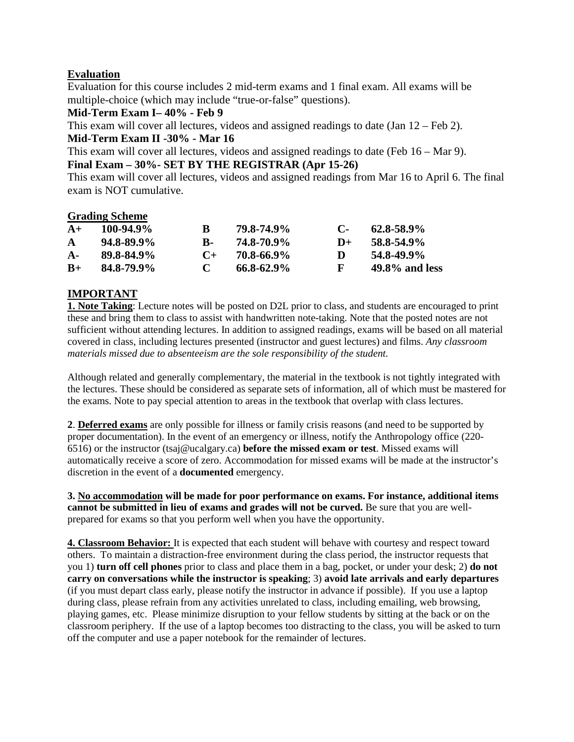## Evaluation

Evaluation for this course includes 2 mid-term exams and 1 final exam. All exams will be multiple-choice (which may include "true-or-false" questions).

**Mid-Term Exam I– 40% - Feb 9**

This exam will cover all lectures, videos and assigned readings to date (Jan 12 – Feb 2).

**Mid-Term Exam II -30% - Mar 16**

This exam will cover all lectures, videos and assigned readings to date (Feb 16 – Mar 9).

**Final Exam – 30%- SET BY THE REGISTRAR (Apr 15-26)**

This exam will cover all lectures, videos and assigned readings from Mar 16 to April 6. The final exam is NOT cumulative.

## Grading Scheme

| | | | | | |
|---|---|---|---|---|---|
| **A+** | **100-94.9%** | **B** | **79.8-74.9%** | **C-** | **62.8-58.9%** |
| **A** | **94.8-89.9%** | **B-** | **74.8-70.9%** | **D+** | **58.8-54.9%** |
| **A-** | **89.8-84.9%** | **C+** | **70.8-66.9%** | **D** | **54.8-49.9%** |
| **B+** | **84.8-79.9%** | **C** | **66.8-62.9%** | **F** | **49.8% and less** |

## IMPORTANT

**1. Note Taking**: Lecture notes will be posted on D2L prior to class, and students are encouraged to print these and bring them to class to assist with handwritten note-taking. Note that the posted notes are not sufficient without attending lectures. In addition to assigned readings, exams will be based on all material covered in class, including lectures presented (instructor and guest lectures) and films. *Any classroom materials missed due to absenteeism are the sole responsibility of the student.*

Although related and generally complementary, the material in the textbook is not tightly integrated with the lectures. These should be considered as separate sets of information, all of which must be mastered for the exams. Note to pay special attention to areas in the textbook that overlap with class lectures.

**2**. **Deferred exams** are only possible for illness or family crisis reasons (and need to be supported by proper documentation). In the event of an emergency or illness, notify the Anthropology office (220-6516) or the instructor (tsaj@ucalgary.ca) **before the missed exam or test**. Missed exams will automatically receive a score of zero. Accommodation for missed exams will be made at the instructor's discretion in the event of a **documented** emergency.

**3. No accommodation will be made for poor performance on exams. For instance, additional items cannot be submitted in lieu of exams and grades will not be curved.** Be sure that you are well-prepared for exams so that you perform well when you have the opportunity.

**4. Classroom Behavior:** It is expected that each student will behave with courtesy and respect toward others. To maintain a distraction-free environment during the class period, the instructor requests that you 1) **turn off cell phones** prior to class and place them in a bag, pocket, or under your desk; 2) **do not carry on conversations while the instructor is speaking**; 3) **avoid late arrivals and early departures** (if you must depart class early, please notify the instructor in advance if possible). If you use a laptop during class, please refrain from any activities unrelated to class, including emailing, web browsing, playing games, etc. Please minimize disruption to your fellow students by sitting at the back or on the classroom periphery. If the use of a laptop becomes too distracting to the class, you will be asked to turn off the computer and use a paper notebook for the remainder of lectures.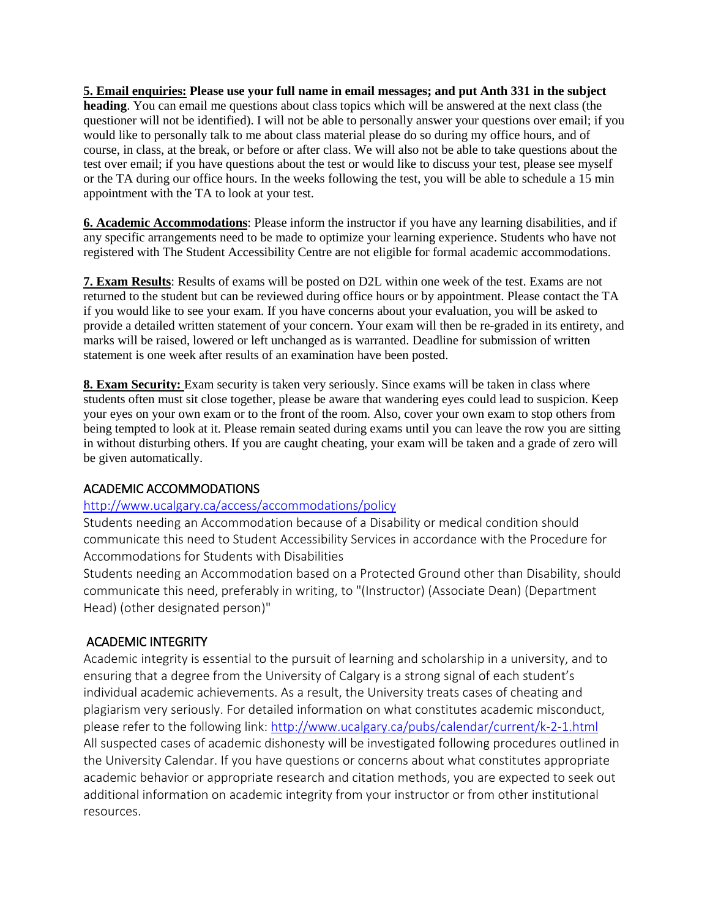**5. Email enquiries: Please use your full name in email messages; and put Anth 331 in the subject heading**. You can email me questions about class topics which will be answered at the next class (the questioner will not be identified). I will not be able to personally answer your questions over email; if you would like to personally talk to me about class material please do so during my office hours, and of course, in class, at the break, or before or after class. We will also not be able to take questions about the test over email; if you have questions about the test or would like to discuss your test, please see myself or the TA during our office hours. In the weeks following the test, you will be able to schedule a 15 min appointment with the TA to look at your test.

**6. Academic Accommodations**: Please inform the instructor if you have any learning disabilities, and if any specific arrangements need to be made to optimize your learning experience. Students who have not registered with The Student Accessibility Centre are not eligible for formal academic accommodations.

**7. Exam Results**: Results of exams will be posted on D2L within one week of the test. Exams are not returned to the student but can be reviewed during office hours or by appointment. Please contact the TA if you would like to see your exam. If you have concerns about your evaluation, you will be asked to provide a detailed written statement of your concern. Your exam will then be re-graded in its entirety, and marks will be raised, lowered or left unchanged as is warranted. Deadline for submission of written statement is one week after results of an examination have been posted.

**8. Exam Security:** Exam security is taken very seriously. Since exams will be taken in class where students often must sit close together, please be aware that wandering eyes could lead to suspicion. Keep your eyes on your own exam or to the front of the room. Also, cover your own exam to stop others from being tempted to look at it. Please remain seated during exams until you can leave the row you are sitting in without disturbing others. If you are caught cheating, your exam will be taken and a grade of zero will be given automatically.

## ACADEMIC ACCOMMODATIONS

http://www.ucalgary.ca/access/accommodations/policy

Students needing an Accommodation because of a Disability or medical condition should communicate this need to Student Accessibility Services in accordance with the Procedure for Accommodations for Students with Disabilities

Students needing an Accommodation based on a Protected Ground other than Disability, should communicate this need, preferably in writing, to "(Instructor) (Associate Dean) (Department Head) (other designated person)"

## ACADEMIC INTEGRITY

Academic integrity is essential to the pursuit of learning and scholarship in a university, and to ensuring that a degree from the University of Calgary is a strong signal of each student's individual academic achievements. As a result, the University treats cases of cheating and plagiarism very seriously. For detailed information on what constitutes academic misconduct, please refer to the following link: http://www.ucalgary.ca/pubs/calendar/current/k-2-1.html

All suspected cases of academic dishonesty will be investigated following procedures outlined in the University Calendar. If you have questions or concerns about what constitutes appropriate academic behavior or appropriate research and citation methods, you are expected to seek out additional information on academic integrity from your instructor or from other institutional resources.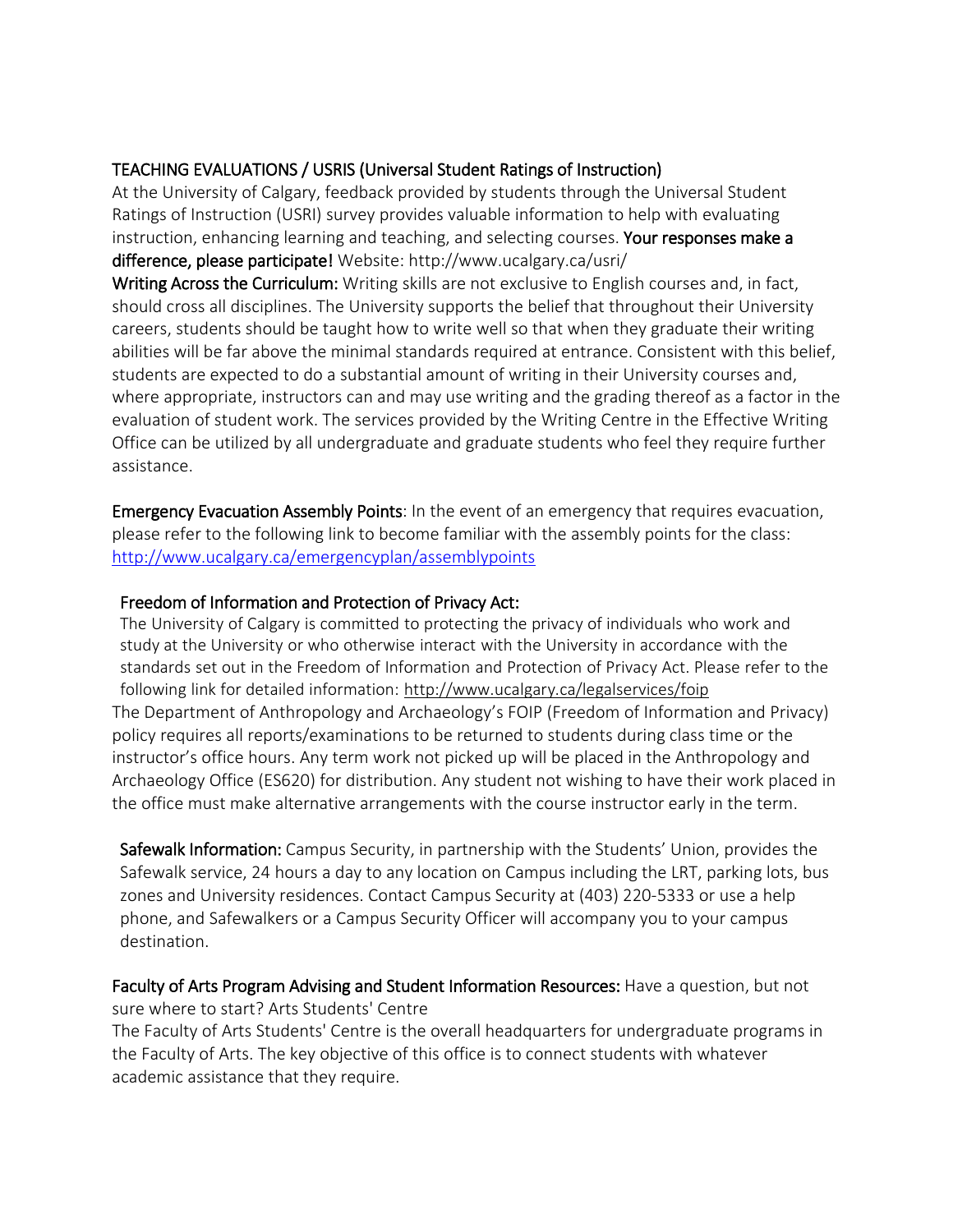## TEACHING EVALUATIONS / USRIS (Universal Student Ratings of Instruction)

At the University of Calgary, feedback provided by students through the Universal Student Ratings of Instruction (USRI) survey provides valuable information to help with evaluating instruction, enhancing learning and teaching, and selecting courses. **Your responses make a difference, please participate!** Website: http://www.ucalgary.ca/usri/

**Writing Across the Curriculum:** Writing skills are not exclusive to English courses and, in fact, should cross all disciplines. The University supports the belief that throughout their University careers, students should be taught how to write well so that when they graduate their writing abilities will be far above the minimal standards required at entrance. Consistent with this belief, students are expected to do a substantial amount of writing in their University courses and, where appropriate, instructors can and may use writing and the grading thereof as a factor in the evaluation of student work. The services provided by the Writing Centre in the Effective Writing Office can be utilized by all undergraduate and graduate students who feel they require further assistance.

**Emergency Evacuation Assembly Points**: In the event of an emergency that requires evacuation, please refer to the following link to become familiar with the assembly points for the class: http://www.ucalgary.ca/emergencyplan/assemblypoints

**Freedom of Information and Protection of Privacy Act:**

The University of Calgary is committed to protecting the privacy of individuals who work and study at the University or who otherwise interact with the University in accordance with the standards set out in the Freedom of Information and Protection of Privacy Act. Please refer to the following link for detailed information: http://www.ucalgary.ca/legalservices/foip

The Department of Anthropology and Archaeology's FOIP (Freedom of Information and Privacy) policy requires all reports/examinations to be returned to students during class time or the instructor's office hours. Any term work not picked up will be placed in the Anthropology and Archaeology Office (ES620) for distribution. Any student not wishing to have their work placed in the office must make alternative arrangements with the course instructor early in the term.

**Safewalk Information:** Campus Security, in partnership with the Students' Union, provides the Safewalk service, 24 hours a day to any location on Campus including the LRT, parking lots, bus zones and University residences. Contact Campus Security at (403) 220-5333 or use a help phone, and Safewalkers or a Campus Security Officer will accompany you to your campus destination.

**Faculty of Arts Program Advising and Student Information Resources:** Have a question, but not sure where to start? Arts Students' Centre

The Faculty of Arts Students' Centre is the overall headquarters for undergraduate programs in the Faculty of Arts. The key objective of this office is to connect students with whatever academic assistance that they require.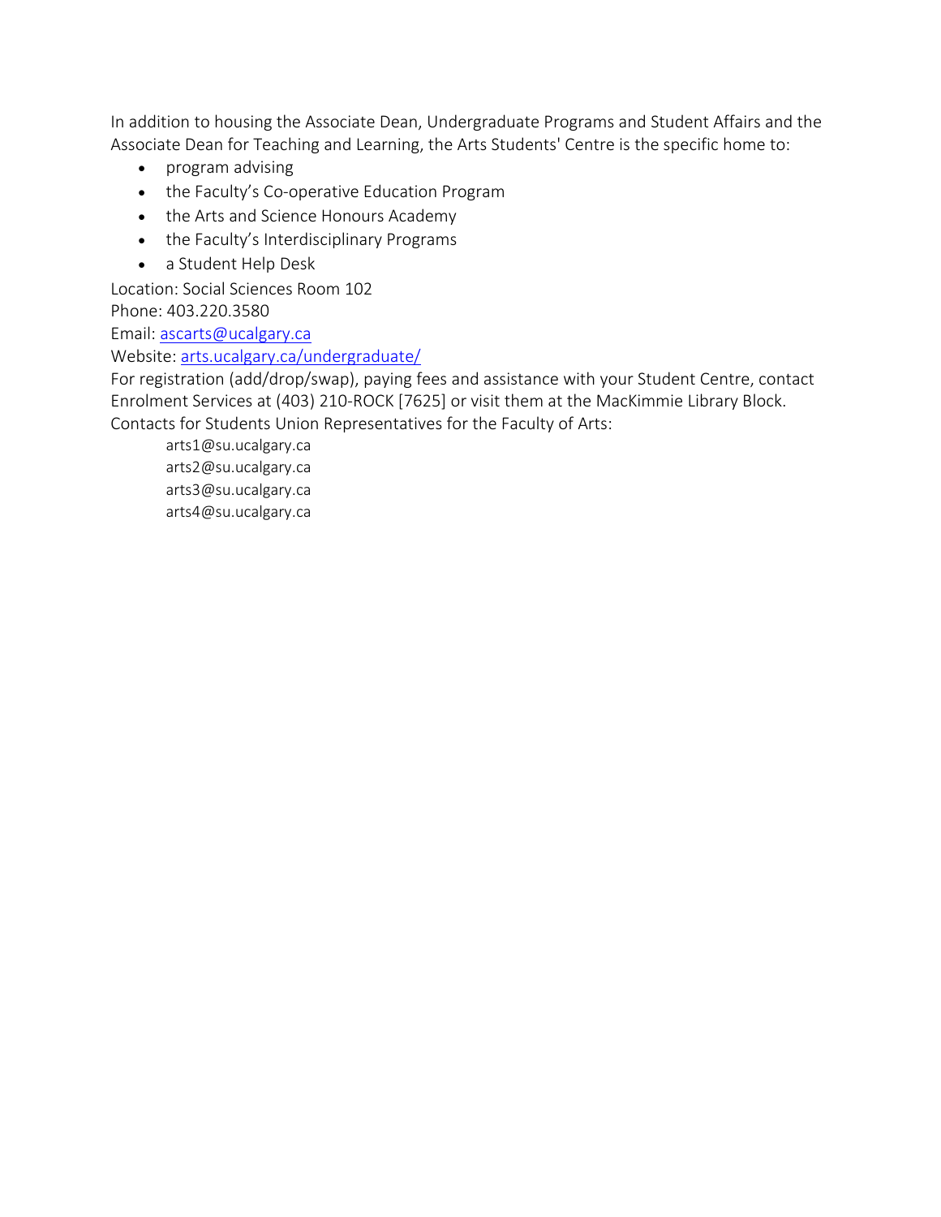In addition to housing the Associate Dean, Undergraduate Programs and Student Affairs and the Associate Dean for Teaching and Learning, the Arts Students' Centre is the specific home to:

- program advising
- the Faculty's Co-operative Education Program
- the Arts and Science Honours Academy
- the Faculty's Interdisciplinary Programs
- a Student Help Desk

Location: Social Sciences Room 102
Phone: 403.220.3580
Email: [ascarts@ucalgary.ca](mailto:ascarts@ucalgary.ca)
Website: [arts.ucalgary.ca/undergraduate/](http://arts.ucalgary.ca/undergraduate/)
For registration (add/drop/swap), paying fees and assistance with your Student Centre, contact Enrolment Services at (403) 210-ROCK [7625] or visit them at the MacKimmie Library Block.
Contacts for Students Union Representatives for the Faculty of Arts:

arts1@su.ucalgary.ca
arts2@su.ucalgary.ca
arts3@su.ucalgary.ca
arts4@su.ucalgary.ca